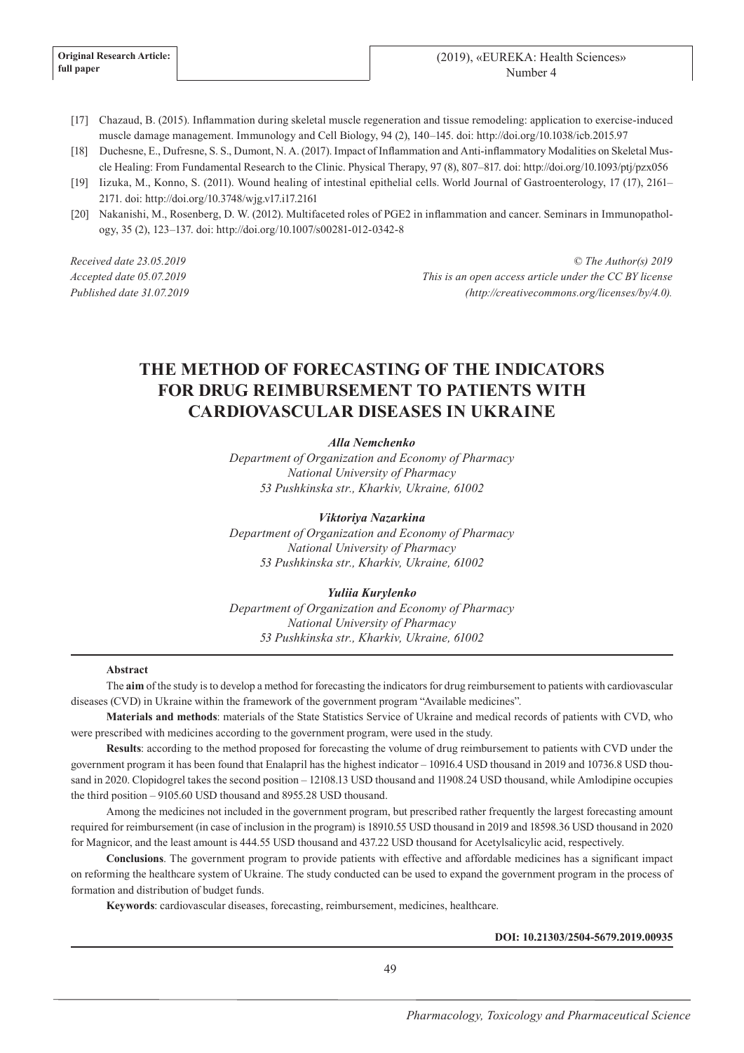[17] Chazaud, B. (2015). Inflammation during skeletal muscle regeneration and tissue remodeling: application to exercise-induced muscle damage management. Immunology and Cell Biology, 94 (2), 140–145. doi: http://doi.org/10.1038/icb.2015.97

[18] Duchesne, E., Dufresne, S. S., Dumont, N. A. (2017). Impact of Inflammation and Anti-inflammatory Modalities on Skeletal Muscle Healing: From Fundamental Research to the Clinic. Physical Therapy, 97 (8), 807–817. doi: http://doi.org/10.1093/ptj/pzx056

[19] Iizuka, M., Konno, S. (2011). Wound healing of intestinal epithelial cells. World Journal of Gastroenterology, 17 (17), 2161–2171. doi: http://doi.org/10.3748/wjg.v17.i17.2161

[20] Nakanishi, M., Rosenberg, D. W. (2012). Multifaceted roles of PGE2 in inflammation and cancer. Seminars in Immunopathology, 35 (2), 123–137. doi: http://doi.org/10.1007/s00281-012-0342-8

*Received date 23.05.2019*
*Accepted date 05.07.2019*
*Published date 31.07.2019*

*© The Author(s) 2019*
*This is an open access article under the CC BY license (http://creativecommons.org/licenses/by/4.0).*

# THE METHOD OF FORECASTING OF THE INDICATORS FOR DRUG REIMBURSEMENT TO PATIENTS WITH CARDIOVASCULAR DISEASES IN UKRAINE

***Alla Nemchenko***
*Department of Organization and Economy of Pharmacy*
*National University of Pharmacy*
*53 Pushkinska str., Kharkiv, Ukraine, 61002*

***Viktoriya Nazarkina***
*Department of Organization and Economy of Pharmacy*
*National University of Pharmacy*
*53 Pushkinska str., Kharkiv, Ukraine, 61002*

***Yuliia Kurylenko***
*Department of Organization and Economy of Pharmacy*
*National University of Pharmacy*
*53 Pushkinska str., Kharkiv, Ukraine, 61002*

**Abstract**

The **aim** of the study is to develop a method for forecasting the indicators for drug reimbursement to patients with cardiovascular diseases (CVD) in Ukraine within the framework of the government program "Available medicines".

**Materials and methods**: materials of the State Statistics Service of Ukraine and medical records of patients with CVD, who were prescribed with medicines according to the government program, were used in the study.

**Results**: according to the method proposed for forecasting the volume of drug reimbursement to patients with CVD under the government program it has been found that Enalapril has the highest indicator – 10916.4 USD thousand in 2019 and 10736.8 USD thousand in 2020. Clopidogrel takes the second position – 12108.13 USD thousand and 11908.24 USD thousand, while Amlodipine occupies the third position – 9105.60 USD thousand and 8955.28 USD thousand.

Among the medicines not included in the government program, but prescribed rather frequently the largest forecasting amount required for reimbursement (in case of inclusion in the program) is 18910.55 USD thousand in 2019 and 18598.36 USD thousand in 2020 for Magnicor, and the least amount is 444.55 USD thousand and 437.22 USD thousand for Acetylsalicylic acid, respectively.

**Conclusions**. The government program to provide patients with effective and affordable medicines has a significant impact on reforming the healthcare system of Ukraine. The study conducted can be used to expand the government program in the process of formation and distribution of budget funds.

**Keywords**: cardiovascular diseases, forecasting, reimbursement, medicines, healthcare.

**DOI: 10.21303/2504-5679.2019.00935**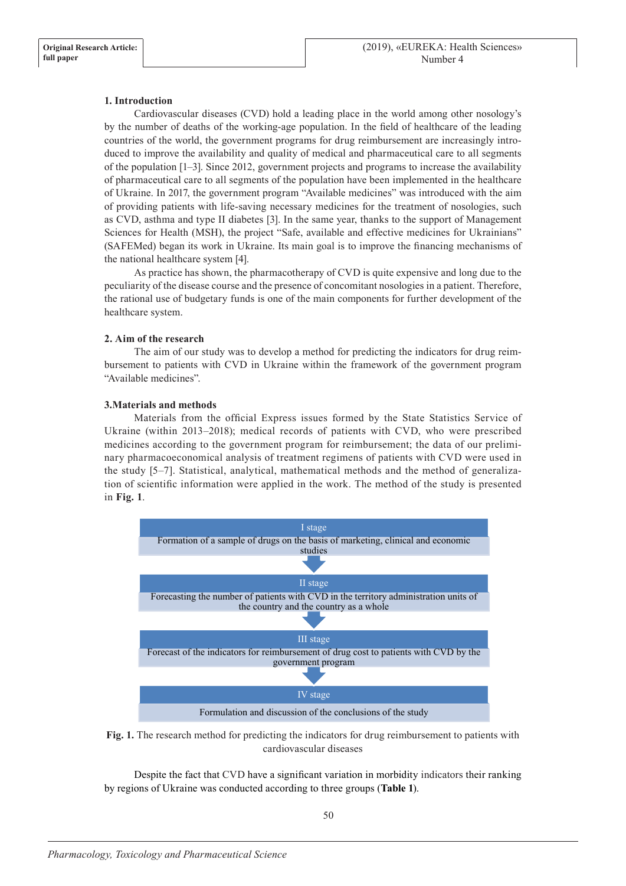### 1. Introduction

Cardiovascular diseases (CVD) hold a leading place in the world among other nosology's by the number of deaths of the working-age population. In the field of healthcare of the leading countries of the world, the government programs for drug reimbursement are increasingly introduced to improve the availability and quality of medical and pharmaceutical care to all segments of the population [1–3]. Since 2012, government projects and programs to increase the availability of pharmaceutical care to all segments of the population have been implemented in the healthcare of Ukraine. In 2017, the government program "Available medicines" was introduced with the aim of providing patients with life-saving necessary medicines for the treatment of nosologies, such as CVD, asthma and type II diabetes [3]. In the same year, thanks to the support of Management Sciences for Health (MSH), the project "Safe, available and effective medicines for Ukrainians" (SAFEMed) began its work in Ukraine. Its main goal is to improve the financing mechanisms of the national healthcare system [4].

As practice has shown, the pharmacotherapy of CVD is quite expensive and long due to the peculiarity of the disease course and the presence of concomitant nosologies in a patient. Therefore, the rational use of budgetary funds is one of the main components for further development of the healthcare system.

### 2. Aim of the research

The aim of our study was to develop a method for predicting the indicators for drug reimbursement to patients with CVD in Ukraine within the framework of the government program "Available medicines".

### 3.Materials and methods

Materials from the official Express issues formed by the State Statistics Service of Ukraine (within 2013–2018); medical records of patients with CVD, who were prescribed medicines according to the government program for reimbursement; the data of our preliminary pharmacoeconomical analysis of treatment regimens of patients with CVD were used in the study [5–7]. Statistical, analytical, mathematical methods and the method of generalization of scientific information were applied in the work. The method of the study is presented in **Fig. 1**.

I stage
Formation of a sample of drugs on the basis of marketing, clinical and economic studies

II stage
Forecasting the number of patients with CVD in the territory administration units of the country and the country as a whole

III stage
Forecast of the indicators for reimbursement of drug cost to patients with CVD by the government program

IV stage
Formulation and discussion of the conclusions of the study

**Fig. 1.** The research method for predicting the indicators for drug reimbursement to patients with cardiovascular diseases

Despite the fact that CVD have a significant variation in morbidity indicators their ranking by regions of Ukraine was conducted according to three groups (**Table 1**).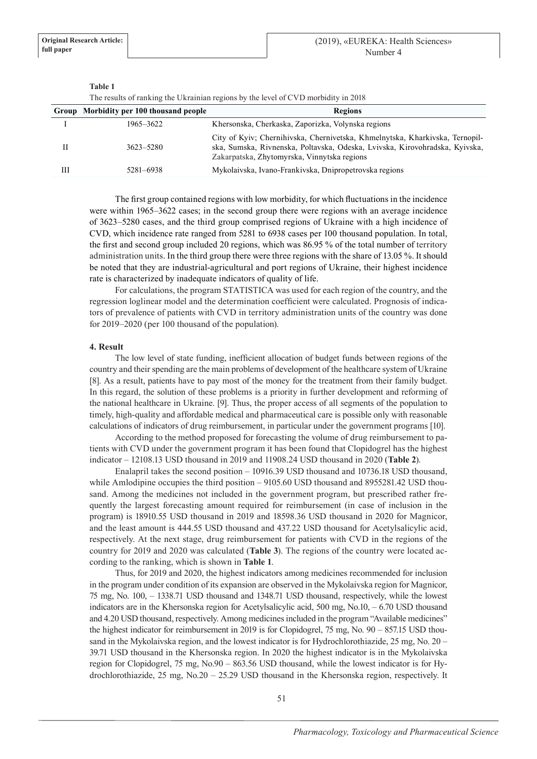**Table 1**

The results of ranking the Ukrainian regions by the level of CVD morbidity in 2018

| Group | Morbidity per 100 thousand people | Regions |
|---|---|---|
| I | 1965–3622 | Khersonska, Cherkaska, Zaporizka, Volynska regions |
| II | 3623–5280 | City of Kyiv; Chernihivska, Chernivetska, Khmelnytska, Kharkivska, Ternopilska, Sumska, Rivnenska, Poltavska, Odeska, Lvivska, Kirovohradska, Kyivska, Zakarpatska, Zhytomyrska, Vinnytska regions |
| III | 5281–6938 | Mykolaivska, Ivano-Frankivska, Dnipropetrovska regions |

The first group contained regions with low morbidity, for which fluctuations in the incidence were within 1965–3622 cases; in the second group there were regions with an average incidence of 3623–5280 cases, and the third group comprised regions of Ukraine with a high incidence of CVD, which incidence rate ranged from 5281 to 6938 cases per 100 thousand population. In total, the first and second group included 20 regions, which was 86.95 % of the total number of territory administration units. In the third group there were three regions with the share of 13.05 %. It should be noted that they are industrial-agricultural and port regions of Ukraine, their highest incidence rate is characterized by inadequate indicators of quality of life.

For calculations, the program STATISTICA was used for each region of the country, and the regression loglinear model and the determination coefficient were calculated. Prognosis of indicators of prevalence of patients with CVD in territory administration units of the country was done for 2019–2020 (per 100 thousand of the population).

#### 4. Result

The low level of state funding, inefficient allocation of budget funds between regions of the country and their spending are the main problems of development of the healthcare system of Ukraine [8]. As a result, patients have to pay most of the money for the treatment from their family budget. In this regard, the solution of these problems is a priority in further development and reforming of the national healthcare in Ukraine. [9]. Thus, the proper access of all segments of the population to timely, high-quality and affordable medical and pharmaceutical care is possible only with reasonable calculations of indicators of drug reimbursement, in particular under the government programs [10].

According to the method proposed for forecasting the volume of drug reimbursement to patients with CVD under the government program it has been found that Clopidogrel has the highest indicator – 12108.13 USD thousand in 2019 and 11908.24 USD thousand in 2020 (**Table 2**).

Enalapril takes the second position – 10916.39 USD thousand and 10736.18 USD thousand, while Amlodipine occupies the third position – 9105.60 USD thousand and 8955281.42 USD thousand. Among the medicines not included in the government program, but prescribed rather frequently the largest forecasting amount required for reimbursement (in case of inclusion in the program) is 18910.55 USD thousand in 2019 and 18598.36 USD thousand in 2020 for Magnicor, and the least amount is 444.55 USD thousand and 437.22 USD thousand for Acetylsalicylic acid, respectively. At the next stage, drug reimbursement for patients with CVD in the regions of the country for 2019 and 2020 was calculated (**Table 3**). The regions of the country were located according to the ranking, which is shown in **Table 1**.

Thus, for 2019 and 2020, the highest indicators among medicines recommended for inclusion in the program under condition of its expansion are observed in the Mykolaivska region for Magnicor, 75 mg, No. 100, – 1338.71 USD thousand and 1348.71 USD thousand, respectively, while the lowest indicators are in the Khersonska region for Acetylsalicylic acid, 500 mg, No.10, – 6.70 USD thousand and 4.20 USD thousand, respectively. Among medicines included in the program "Available medicines" the highest indicator for reimbursement in 2019 is for Clopidogrel, 75 mg, No. 90 – 857.15 USD thousand in the Mykolaivska region, and the lowest indicator is for Hydrochlorothiazide, 25 mg, No. 20 – 39.71 USD thousand in the Khersonska region. In 2020 the highest indicator is in the Mykolaivska region for Clopidogrel, 75 mg, No.90 – 863.56 USD thousand, while the lowest indicator is for Hydrochlorothiazide, 25 mg, No.20 – 25.29 USD thousand in the Khersonska region, respectively. It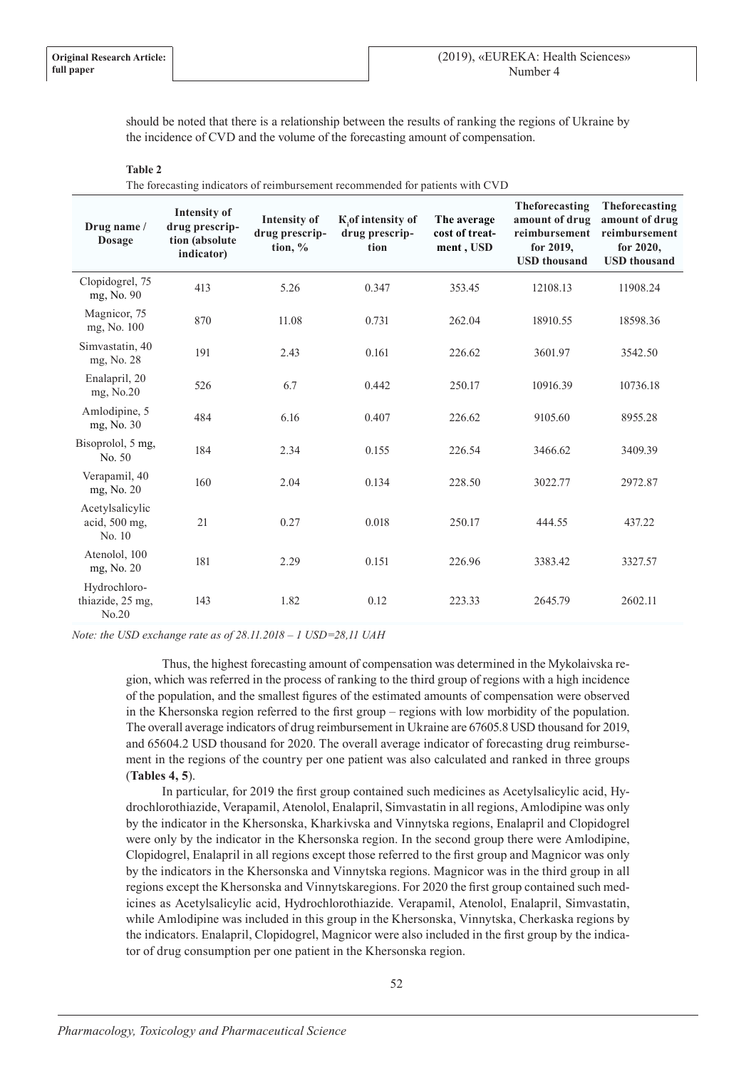should be noted that there is a relationship between the results of ranking the regions of Ukraine by the incidence of CVD and the volume of the forecasting amount of compensation.

**Table 2**

The forecasting indicators of reimbursement recommended for patients with CVD

| Drug name / Dosage | Intensity of drug prescription (absolute indicator) | Intensity of drug prescription, % | $K_i$ of intensity of drug prescription | The average cost of treatment , USD | Theforecasting amount of drug reimbursement for 2019, USD thousand | Theforecasting amount of drug reimbursement for 2020, USD thousand |
|---|---|---|---|---|---|---|
| Clopidogrel, 75 mg, No. 90 | 413 | 5.26 | 0.347 | 353.45 | 12108.13 | 11908.24 |
| Magnicor, 75 mg, No. 100 | 870 | 11.08 | 0.731 | 262.04 | 18910.55 | 18598.36 |
| Simvastatin, 40 mg, No. 28 | 191 | 2.43 | 0.161 | 226.62 | 3601.97 | 3542.50 |
| Enalapril, 20 mg, No.20 | 526 | 6.7 | 0.442 | 250.17 | 10916.39 | 10736.18 |
| Amlodipine, 5 mg, No. 30 | 484 | 6.16 | 0.407 | 226.62 | 9105.60 | 8955.28 |
| Bisoprolol, 5 mg, No. 50 | 184 | 2.34 | 0.155 | 226.54 | 3466.62 | 3409.39 |
| Verapamil, 40 mg, No. 20 | 160 | 2.04 | 0.134 | 228.50 | 3022.77 | 2972.87 |
| Acetylsalicylic acid, 500 mg, No. 10 | 21 | 0.27 | 0.018 | 250.17 | 444.55 | 437.22 |
| Atenolol, 100 mg, No. 20 | 181 | 2.29 | 0.151 | 226.96 | 3383.42 | 3327.57 |
| Hydrochlorothiazide, 25 mg, No.20 | 143 | 1.82 | 0.12 | 223.33 | 2645.79 | 2602.11 |

*Note: the USD exchange rate as of 28.11.2018 – 1 USD=28,11 UAH*

Thus, the highest forecasting amount of compensation was determined in the Mykolaivska region, which was referred in the process of ranking to the third group of regions with a high incidence of the population, and the smallest figures of the estimated amounts of compensation were observed in the Khersonska region referred to the first group – regions with low morbidity of the population. The overall average indicators of drug reimbursement in Ukraine are 67605.8 USD thousand for 2019, and 65604.2 USD thousand for 2020. The overall average indicator of forecasting drug reimbursement in the regions of the country per one patient was also calculated and ranked in three groups (**Tables 4, 5**).

In particular, for 2019 the first group contained such medicines as Acetylsalicylic acid, Hydrochlorothiazide, Verapamil, Atenolol, Enalapril, Simvastatin in all regions, Amlodipine was only by the indicator in the Khersonska, Kharkivska and Vinnytska regions, Enalapril and Clopidogrel were only by the indicator in the Khersonska region. In the second group there were Amlodipine, Clopidogrel, Enalapril in all regions except those referred to the first group and Magnicor was only by the indicators in the Khersonska and Vinnytska regions. Magnicor was in the third group in all regions except the Khersonska and Vinnytskaregions. For 2020 the first group contained such medicines as Acetylsalicylic acid, Hydrochlorothiazide. Verapamil, Atenolol, Enalapril, Simvastatin, while Amlodipine was included in this group in the Khersonska, Vinnytska, Cherkaska regions by the indicators. Enalapril, Clopidogrel, Magnicor were also included in the first group by the indicator of drug consumption per one patient in the Khersonska region.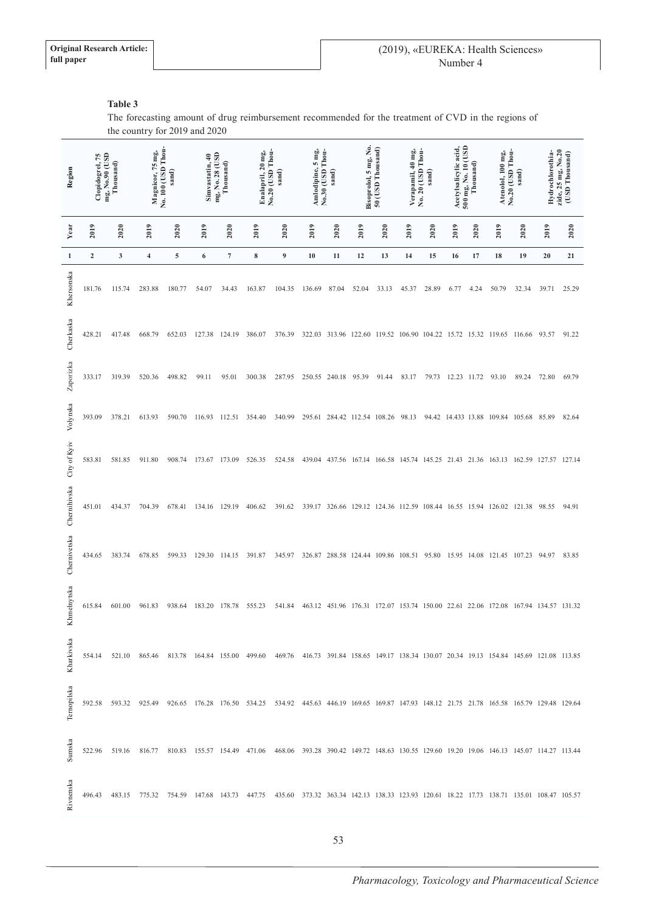**Table 3**

The forecasting amount of drug reimbursement recommended for the treatment of CVD in the regions of the country for 2019 and 2020

| Region | Clopidogrel, 75 mg, No.90 (USD Thousand) | | Magnicor, 75 mg, No. 100 (USD Thousand) | | Simvastatin, 40 mg, No. 28 (USD Thousand) | | Enalapril, 20 mg, No.20 (USD Thousand) | | Amlodipine, 5 mg, No.30 (USD Thousand) | | Bisoprolol, 5 mg, No. 50 (USD Thousand) | | Verapamil, 40 mg, No. 20 (USD Thousand) | | Acetylsalicylic acid, 500 mg, No. 10 (USD Thousand) | | Atenolol, 100 mg, No.20 (USD Thousand) | | Hydrochlorothiazide, 25 mg, No.20 (USD Thousand) | |
|---|---|---|---|---|---|---|---|---|---|---|---|---|---|---|---|---|---|---|---|---|
| Year | 2019 | 2020 | 2019 | 2020 | 2019 | 2020 | 2019 | 2020 | 2019 | 2020 | 2019 | 2020 | 2019 | 2020 | 2019 | 2020 | 2019 | 2020 | 2019 | 2020 |
| 1 | 2 | 3 | 4 | 5 | 6 | 7 | 8 | 9 | 10 | 11 | 12 | 13 | 14 | 15 | 16 | 17 | 18 | 19 | 20 | 21 |
| Khersonska | 181.76 | 115.74 | 283.88 | 180.77 | 54.07 | 34.43 | 163.87 | 104.35 | 136.69 | 87.04 | 52.04 | 33.13 | 45.37 | 28.89 | 6.77 | 4.24 | 50.79 | 32.34 | 39.71 | 25.29 |
| Cherkaska | 428.21 | 417.48 | 668.79 | 652.03 | 127.38 | 124.19 | 386.07 | 376.39 | 322.03 | 313.96 | 122.60 | 119.52 | 106.90 | 104.22 | 15.72 | 15.32 | 119.65 | 116.66 | 93.57 | 91.22 |
| Zaporizka | 333.17 | 319.39 | 520.36 | 498.82 | 99.11 | 95.01 | 300.38 | 287.95 | 250.55 | 240.18 | 95.39 | 91.44 | 83.17 | 79.73 | 12.23 | 11.72 | 93.10 | 89.24 | 72.80 | 69.79 |
| Volynska | 393.09 | 378.21 | 613.93 | 590.70 | 116.93 | 112.51 | 354.40 | 340.99 | 295.61 | 284.42 | 112.54 | 108.26 | 98.13 | 94.42 | 14.433 | 13.88 | 109.84 | 105.68 | 85.89 | 82.64 |
| City of Kyiv | 583.81 | 581.85 | 911.80 | 908.74 | 173.67 | 173.09 | 526.35 | 524.58 | 439.04 | 437.56 | 167.14 | 166.58 | 145.74 | 145.25 | 21.43 | 21.36 | 163.13 | 162.59 | 127.57 | 127.14 |
| Chernihivska | 451.01 | 434.37 | 704.39 | 678.41 | 134.16 | 129.19 | 406.62 | 391.62 | 339.17 | 326.66 | 129.12 | 124.36 | 112.59 | 108.44 | 16.55 | 15.94 | 126.02 | 121.38 | 98.55 | 94.91 |
| Chernivetska | 434.65 | 383.74 | 678.85 | 599.33 | 129.30 | 114.15 | 391.87 | 345.97 | 326.87 | 288.58 | 124.44 | 109.86 | 108.51 | 95.80 | 15.95 | 14.08 | 121.45 | 107.23 | 94.97 | 83.85 |
| Khmelnytska | 615.84 | 601.00 | 961.83 | 938.64 | 183.20 | 178.78 | 555.23 | 541.84 | 463.12 | 451.96 | 176.31 | 172.07 | 153.74 | 150.00 | 22.61 | 22.06 | 172.08 | 167.94 | 134.57 | 131.32 |
| Kharkivska | 554.14 | 521.10 | 865.46 | 813.78 | 164.84 | 155.00 | 499.60 | 469.76 | 416.73 | 391.84 | 158.65 | 149.17 | 138.34 | 130.07 | 20.34 | 19.13 | 154.84 | 145.69 | 121.08 | 113.85 |
| Ternopilska | 592.58 | 593.32 | 925.49 | 926.65 | 176.28 | 176.50 | 534.25 | 534.92 | 445.63 | 446.19 | 169.65 | 169.87 | 147.93 | 148.12 | 21.75 | 21.78 | 165.58 | 165.79 | 129.48 | 129.64 |
| Sumska | 522.96 | 519.16 | 816.77 | 810.83 | 155.57 | 154.49 | 471.06 | 468.06 | 393.28 | 390.42 | 149.72 | 148.63 | 130.55 | 129.60 | 19.20 | 19.06 | 146.13 | 145.07 | 114.27 | 113.44 |
| Rivnenska | 496.43 | 483.15 | 775.32 | 754.59 | 147.68 | 143.73 | 447.75 | 435.60 | 373.32 | 363.34 | 142.13 | 138.33 | 123.93 | 120.61 | 18.22 | 17.73 | 138.71 | 135.01 | 108.47 | 105.57 |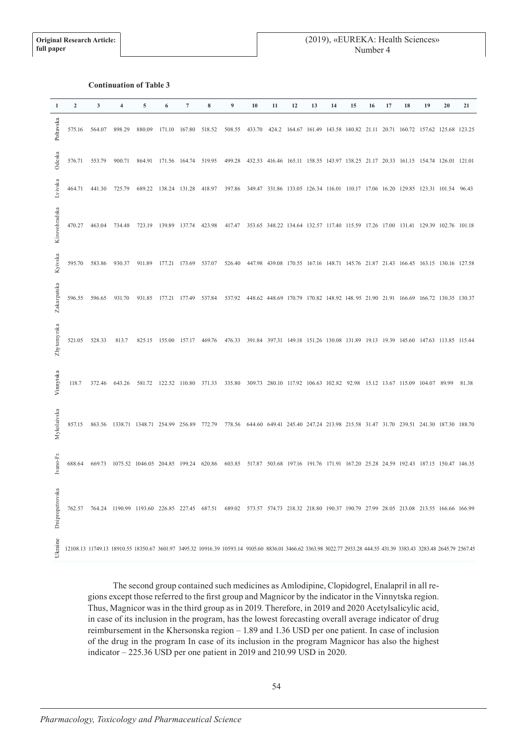**Continuation of Table 3**

| 1 | 2 | 3 | 4 | 5 | 6 | 7 | 8 | 9 | 10 | 11 | 12 | 13 | 14 | 15 | 16 | 17 | 18 | 19 | 20 | 21 |
|---|---|---|---|---|---|---|---|---|---|---|---|---|---|---|---|---|---|---|---|---|
| Poltavska | 575.16 | 564.07 | 898.29 | 880.09 | 171.10 | 167.80 | 518.52 | 508.55 | 433.70 | 424.2 | 164.67 | 161.49 | 143.58 | 140.82 | 21.11 | 20.71 | 160.72 | 157.62 | 125.68 | 123.25 |
| Odeska | 576.71 | 553.79 | 900.71 | 864.91 | 171.56 | 164.74 | 519.95 | 499.28 | 432.53 | 416.46 | 165.11 | 158.55 | 143.97 | 138.25 | 21.17 | 20.33 | 161.15 | 154.74 | 126.01 | 121.01 |
| Lvivska | 464.71 | 441.30 | 725.79 | 689.22 | 138.24 | 131.28 | 418.97 | 397.86 | 349.47 | 331.86 | 133.05 | 126.34 | 116.01 | 110.17 | 17.06 | 16.20 | 129.85 | 123.31 | 101.54 | 96.43 |
| Kirovohradska | 470.27 | 463.04 | 734.48 | 723.19 | 139.89 | 137.74 | 423.98 | 417.47 | 353.65 | 348.22 | 134.64 | 132.57 | 117.40 | 115.59 | 17.26 | 17.00 | 131.41 | 129.39 | 102.76 | 101.18 |
| Kyivska | 595.70 | 583.86 | 930.37 | 911.89 | 177.21 | 173.69 | 537.07 | 526.40 | 447.98 | 439.08 | 170.55 | 167.16 | 148.71 | 145.76 | 21.87 | 21.43 | 166.45 | 163.15 | 130.16 | 127.58 |
| Zakarpatska | 596.55 | 596.65 | 931.70 | 931.85 | 177.21 | 177.49 | 537.84 | 537.92 | 448.62 | 448.69 | 170.79 | 170.82 | 148.92 | 148. 95 | 21.90 | 21.91 | 166.69 | 166.72 | 130.35 | 130.37 |
| Zhytomyrska | 521.05 | 528.33 | 813.7 | 825.15 | 155.00 | 157.17 | 469.76 | 476.33 | 391.84 | 397.31 | 149.18 | 151.26 | 130.08 | 131.89 | 19.13 | 19.39 | 145.60 | 147.63 | 113.85 | 115.44 |
| Vinnytska | 118.7 | 372.46 | 643.26 | 581.72 | 122.52 | 110.80 | 371.33 | 335.80 | 309.73 | 280.10 | 117.92 | 106.63 | 102.82 | 92.98 | 15.12 | 13.67 | 115.09 | 104.07 | 89.99 | 81.38 |
| Mykolaivska | 857.15 | 863.56 | 1338.71 | 1348.71 | 254.99 | 256.89 | 772.79 | 778.56 | 644.60 | 649.41 | 245.40 | 247.24 | 213.98 | 215.58 | 31.47 | 31.70 | 239.51 | 241.30 | 187.30 | 188.70 |
| Ivano-Fr. | 688.64 | 669.73 | 1075.52 | 1046.05 | 204.85 | 199.24 | 620.86 | 603.85 | 517.87 | 503.68 | 197.16 | 191.76 | 171.91 | 167.20 | 25.28 | 24.59 | 192.43 | 187.15 | 150.47 | 146.35 |
| Dnipropetrovska | 762.57 | 764.24 | 1190.99 | 1193.60 | 226.85 | 227.45 | 687.51 | 689.02 | 573.57 | 574.73 | 218.32 | 218.80 | 190.37 | 190.79 | 27.99 | 28.05 | 213.08 | 213.55 | 166.66 | 166.99 |
| Ukraine | 12108.13 | 11749.13 | 18910.55 | 18350.67 | 3601.97 | 3495.32 | 10916.39 | 10593.14 | 9105.60 | 8836.01 | 3466.62 | 3363.98 | 3022.77 | 2933.28 | 444.55 | 431.39 | 3383.43 | 3283.48 | 2645.79 | 2567.45 |

The second group contained such medicines as Amlodipine, Clopidogrel, Enalapril in all regions except those referred to the first group and Magnicor by the indicator in the Vinnytska region. Thus, Magnicor was in the third group as in 2019. Therefore, in 2019 and 2020 Acetylsalicylic acid, in case of its inclusion in the program, has the lowest forecasting overall average indicator of drug reimbursement in the Khersonska region – 1.89 and 1.36 USD per one patient. In case of inclusion of the drug in the program In case of its inclusion in the program Magnicor has also the highest indicator – 225.36 USD per one patient in 2019 and 210.99 USD in 2020.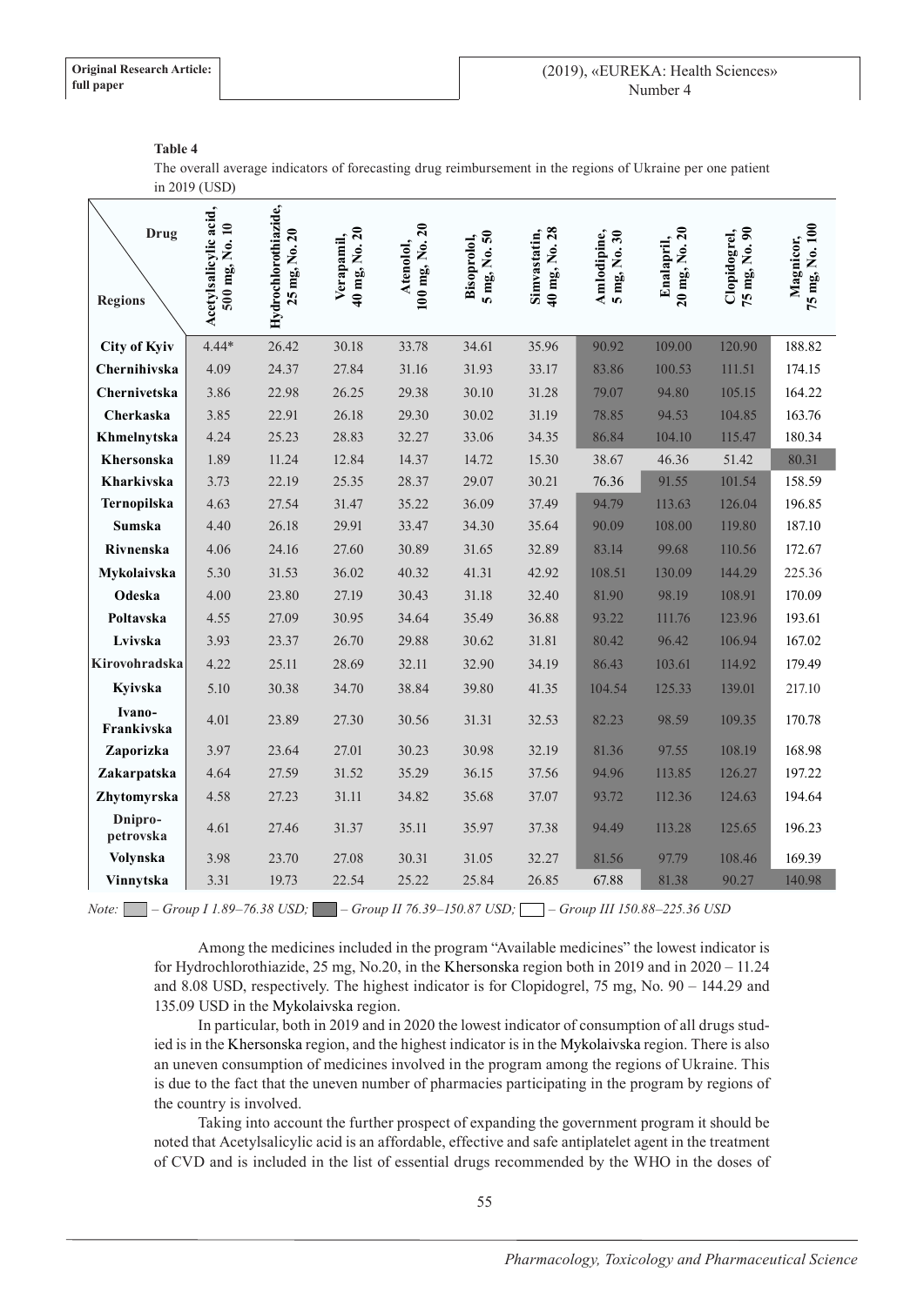**Table 4**

The overall average indicators of forecasting drug reimbursement in the regions of Ukraine per one patient in 2019 (USD)

| Regions \ Drug | Acetylsalicylic acid, 500 mg, No. 10 | Hydrochlorothiazide, 25 mg, No. 20 | Verapamil, 40 mg, No. 20 | Atenolol, 100 mg, No. 20 | Bisoprolol, 5 mg, No. 50 | Simvastatin, 40 mg, No. 28 | Amlodipine, 5 mg, No. 30 | Enalapril, 20 mg, No. 20 | Clopidogrel, 75 mg, No. 90 | Magnicor, 75 mg, No. 100 |
|---|---|---|---|---|---|---|---|---|---|---|
| City of Kyiv | 4.44* | 26.42 | 30.18 | 33.78 | 34.61 | 35.96 | 90.92 | 109.00 | 120.90 | 188.82 |
| Chernihivska | 4.09 | 24.37 | 27.84 | 31.16 | 31.93 | 33.17 | 83.86 | 100.53 | 111.51 | 174.15 |
| Chernivetska | 3.86 | 22.98 | 26.25 | 29.38 | 30.10 | 31.28 | 79.07 | 94.80 | 105.15 | 164.22 |
| Cherkaska | 3.85 | 22.91 | 26.18 | 29.30 | 30.02 | 31.19 | 78.85 | 94.53 | 104.85 | 163.76 |
| Khmelnytska | 4.24 | 25.23 | 28.83 | 32.27 | 33.06 | 34.35 | 86.84 | 104.10 | 115.47 | 180.34 |
| Khersonska | 1.89 | 11.24 | 12.84 | 14.37 | 14.72 | 15.30 | 38.67 | 46.36 | 51.42 | 80.31 |
| Kharkivska | 3.73 | 22.19 | 25.35 | 28.37 | 29.07 | 30.21 | 76.36 | 91.55 | 101.54 | 158.59 |
| Ternopilska | 4.63 | 27.54 | 31.47 | 35.22 | 36.09 | 37.49 | 94.79 | 113.63 | 126.04 | 196.85 |
| Sumska | 4.40 | 26.18 | 29.91 | 33.47 | 34.30 | 35.64 | 90.09 | 108.00 | 119.80 | 187.10 |
| Rivnenska | 4.06 | 24.16 | 27.60 | 30.89 | 31.65 | 32.89 | 83.14 | 99.68 | 110.56 | 172.67 |
| Mykolaivska | 5.30 | 31.53 | 36.02 | 40.32 | 41.31 | 42.92 | 108.51 | 130.09 | 144.29 | 225.36 |
| Odeska | 4.00 | 23.80 | 27.19 | 30.43 | 31.18 | 32.40 | 81.90 | 98.19 | 108.91 | 170.09 |
| Poltavska | 4.55 | 27.09 | 30.95 | 34.64 | 35.49 | 36.88 | 93.22 | 111.76 | 123.96 | 193.61 |
| Lvivska | 3.93 | 23.37 | 26.70 | 29.88 | 30.62 | 31.81 | 80.42 | 96.42 | 106.94 | 167.02 |
| Kirovohradska | 4.22 | 25.11 | 28.69 | 32.11 | 32.90 | 34.19 | 86.43 | 103.61 | 114.92 | 179.49 |
| Kyivska | 5.10 | 30.38 | 34.70 | 38.84 | 39.80 | 41.35 | 104.54 | 125.33 | 139.01 | 217.10 |
| Ivano-Frankivska | 4.01 | 23.89 | 27.30 | 30.56 | 31.31 | 32.53 | 82.23 | 98.59 | 109.35 | 170.78 |
| Zaporizka | 3.97 | 23.64 | 27.01 | 30.23 | 30.98 | 32.19 | 81.36 | 97.55 | 108.19 | 168.98 |
| Zakarpatska | 4.64 | 27.59 | 31.52 | 35.29 | 36.15 | 37.56 | 94.96 | 113.85 | 126.27 | 197.22 |
| Zhytomyrska | 4.58 | 27.23 | 31.11 | 34.82 | 35.68 | 37.07 | 93.72 | 112.36 | 124.63 | 194.64 |
| Dnipro-petrovska | 4.61 | 27.46 | 31.37 | 35.11 | 35.97 | 37.38 | 94.49 | 113.28 | 125.65 | 196.23 |
| Volynska | 3.98 | 23.70 | 27.08 | 30.31 | 31.05 | 32.27 | 81.56 | 97.79 | 108.46 | 169.39 |
| Vinnytska | 3.31 | 19.73 | 22.54 | 25.22 | 25.84 | 26.85 | 67.88 | 81.38 | 90.27 | 140.98 |

*Note:* – *Group I 1.89–76.38 USD;* – *Group II 76.39–150.87 USD;* – *Group III 150.88–225.36 USD*

Among the medicines included in the program "Available medicines" the lowest indicator is for Hydrochlorothiazide, 25 mg, No.20, in the Khersonska region both in 2019 and in 2020 – 11.24 and 8.08 USD, respectively. The highest indicator is for Clopidogrel, 75 mg, No. 90 – 144.29 and 135.09 USD in the Mykolaivska region.

In particular, both in 2019 and in 2020 the lowest indicator of consumption of all drugs studied is in the Khersonska region, and the highest indicator is in the Mykolaivska region. There is also an uneven consumption of medicines involved in the program among the regions of Ukraine. This is due to the fact that the uneven number of pharmacies participating in the program by regions of the country is involved.

Taking into account the further prospect of expanding the government program it should be noted that Acetylsalicylic acid is an affordable, effective and safe antiplatelet agent in the treatment of CVD and is included in the list of essential drugs recommended by the WHO in the doses of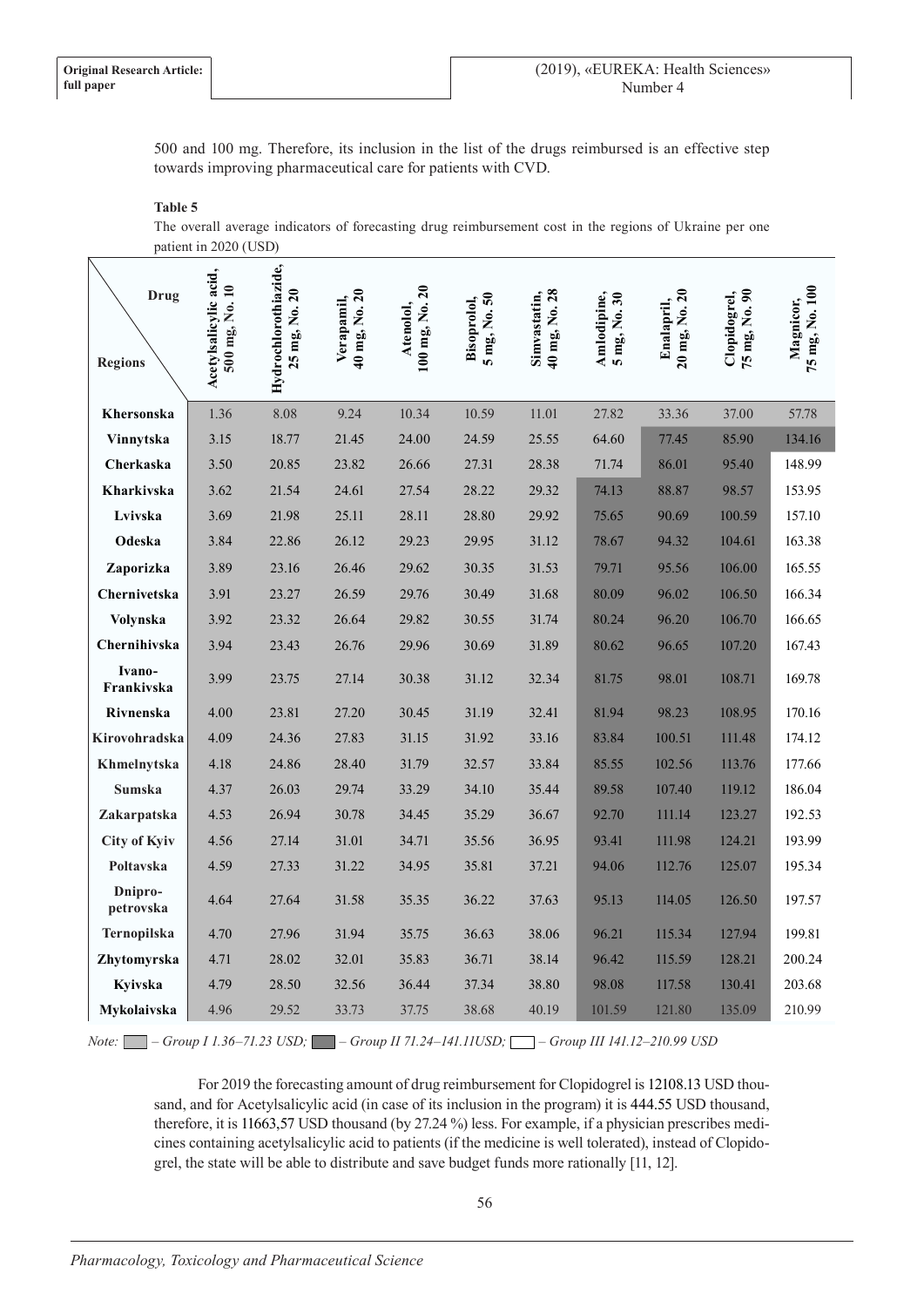500 and 100 mg. Therefore, its inclusion in the list of the drugs reimbursed is an effective step towards improving pharmaceutical care for patients with CVD.

**Table 5**

The overall average indicators of forecasting drug reimbursement cost in the regions of Ukraine per one patient in 2020 (USD)

| Regions \ Drug | Acetylsalicylic acid, 500 mg, No. 10 | Hydrochlorothiazide, 25 mg, No. 20 | Verapamil, 40 mg, No. 20 | Atenolol, 100 mg, No. 20 | Bisoprolol, 5 mg, No. 50 | Simvastatin, 40 mg, No. 28 | Amlodipine, 5 mg, No. 30 | Enalapril, 20 mg, No. 20 | Clopidogrel, 75 mg, No. 90 | Magnicor, 75 mg, No. 100 |
|---|---|---|---|---|---|---|---|---|---|---|
| **Khersonska** | 1.36 | 8.08 | 9.24 | 10.34 | 10.59 | 11.01 | 27.82 | 33.36 | 37.00 | 57.78 |
| **Vinnytska** | 3.15 | 18.77 | 21.45 | 24.00 | 24.59 | 25.55 | 64.60 | 77.45 | 85.90 | 134.16 |
| **Cherkaska** | 3.50 | 20.85 | 23.82 | 26.66 | 27.31 | 28.38 | 71.74 | 86.01 | 95.40 | 148.99 |
| **Kharkivska** | 3.62 | 21.54 | 24.61 | 27.54 | 28.22 | 29.32 | 74.13 | 88.87 | 98.57 | 153.95 |
| **Lvivska** | 3.69 | 21.98 | 25.11 | 28.11 | 28.80 | 29.92 | 75.65 | 90.69 | 100.59 | 157.10 |
| **Odeska** | 3.84 | 22.86 | 26.12 | 29.23 | 29.95 | 31.12 | 78.67 | 94.32 | 104.61 | 163.38 |
| **Zaporizka** | 3.89 | 23.16 | 26.46 | 29.62 | 30.35 | 31.53 | 79.71 | 95.56 | 106.00 | 165.55 |
| **Chernivetska** | 3.91 | 23.27 | 26.59 | 29.76 | 30.49 | 31.68 | 80.09 | 96.02 | 106.50 | 166.34 |
| **Volynska** | 3.92 | 23.32 | 26.64 | 29.82 | 30.55 | 31.74 | 80.24 | 96.20 | 106.70 | 166.65 |
| **Chernihivska** | 3.94 | 23.43 | 26.76 | 29.96 | 30.69 | 31.89 | 80.62 | 96.65 | 107.20 | 167.43 |
| **Ivano-Frankivska** | 3.99 | 23.75 | 27.14 | 30.38 | 31.12 | 32.34 | 81.75 | 98.01 | 108.71 | 169.78 |
| **Rivnenska** | 4.00 | 23.81 | 27.20 | 30.45 | 31.19 | 32.41 | 81.94 | 98.23 | 108.95 | 170.16 |
| **Kirovohradska** | 4.09 | 24.36 | 27.83 | 31.15 | 31.92 | 33.16 | 83.84 | 100.51 | 111.48 | 174.12 |
| **Khmelnytska** | 4.18 | 24.86 | 28.40 | 31.79 | 32.57 | 33.84 | 85.55 | 102.56 | 113.76 | 177.66 |
| **Sumska** | 4.37 | 26.03 | 29.74 | 33.29 | 34.10 | 35.44 | 89.58 | 107.40 | 119.12 | 186.04 |
| **Zakarpatska** | 4.53 | 26.94 | 30.78 | 34.45 | 35.29 | 36.67 | 92.70 | 111.14 | 123.27 | 192.53 |
| **City of Kyiv** | 4.56 | 27.14 | 31.01 | 34.71 | 35.56 | 36.95 | 93.41 | 111.98 | 124.21 | 193.99 |
| **Poltavska** | 4.59 | 27.33 | 31.22 | 34.95 | 35.81 | 37.21 | 94.06 | 112.76 | 125.07 | 195.34 |
| **Dnipro-petrovska** | 4.64 | 27.64 | 31.58 | 35.35 | 36.22 | 37.63 | 95.13 | 114.05 | 126.50 | 197.57 |
| **Ternopilska** | 4.70 | 27.96 | 31.94 | 35.75 | 36.63 | 38.06 | 96.21 | 115.34 | 127.94 | 199.81 |
| **Zhytomyrska** | 4.71 | 28.02 | 32.01 | 35.83 | 36.71 | 38.14 | 96.42 | 115.59 | 128.21 | 200.24 |
| **Kyivska** | 4.79 | 28.50 | 32.56 | 36.44 | 37.34 | 38.80 | 98.08 | 117.58 | 130.41 | 203.68 |
| **Mykolaivska** | 4.96 | 29.52 | 33.73 | 37.75 | 38.68 | 40.19 | 101.59 | 121.80 | 135.09 | 210.99 |

*Note: – Group I 1.36–71.23 USD; – Group II 71.24–141.11USD; – Group III 141.12–210.99 USD*

For 2019 the forecasting amount of drug reimbursement for Clopidogrel is 12108.13 USD thousand, and for Acetylsalicylic acid (in case of its inclusion in the program) it is 444.55 USD thousand, therefore, it is 11663,57 USD thousand (by 27.24 %) less. For example, if a physician prescribes medicines containing acetylsalicylic acid to patients (if the medicine is well tolerated), instead of Clopidogrel, the state will be able to distribute and save budget funds more rationally [11, 12].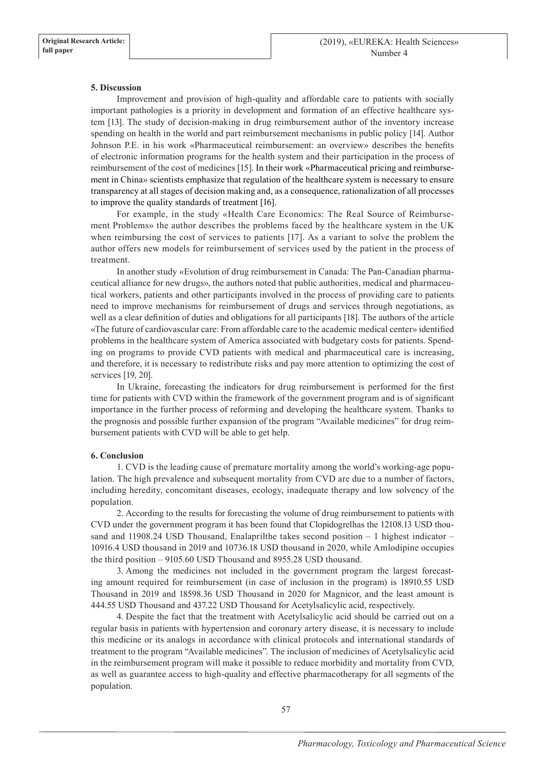**5. Discussion**

Improvement and provision of high-quality and affordable care to patients with socially important pathologies is a priority in development and formation of an effective healthcare system [13]. The study of decision-making in drug reimbursement author of the inventory increase spending on health in the world and part reimbursement mechanisms in public policy [14]. Author Johnson P.E. in his work «Pharmaceutical reimbursement: an overview» describes the benefits of electronic information programs for the health system and their participation in the process of reimbursement of the cost of medicines [15]. In their work «Pharmaceutical pricing and reimbursement in China» scientists emphasize that regulation of the healthcare system is necessary to ensure transparency at all stages of decision making and, as a consequence, rationalization of all processes to improve the quality standards of treatment [16].

For example, in the study «Health Care Economics: The Real Source of Reimbursement Problems» the author describes the problems faced by the healthcare system in the UK when reimbursing the cost of services to patients [17]. As a variant to solve the problem the author offers new models for reimbursement of services used by the patient in the process of treatment.

In another study «Evolution of drug reimbursement in Canada: The Pan-Canadian pharmaceutical alliance for new drugs», the authors noted that public authorities, medical and pharmaceutical workers, patients and other participants involved in the process of providing care to patients need to improve mechanisms for reimbursement of drugs and services through negotiations, as well as a clear definition of duties and obligations for all participants [18]. The authors of the article «The future of cardiovascular care: From affordable care to the academic medical center» identified problems in the healthcare system of America associated with budgetary costs for patients. Spending on programs to provide CVD patients with medical and pharmaceutical care is increasing, and therefore, it is necessary to redistribute risks and pay more attention to optimizing the cost of services [19, 20].

In Ukraine, forecasting the indicators for drug reimbursement is performed for the first time for patients with CVD within the framework of the government program and is of significant importance in the further process of reforming and developing the healthcare system. Thanks to the prognosis and possible further expansion of the program "Available medicines" for drug reimbursement patients with CVD will be able to get help.

**6. Conclusion**

1. CVD is the leading cause of premature mortality among the world's working-age population. The high prevalence and subsequent mortality from CVD are due to a number of factors, including heredity, concomitant diseases, ecology, inadequate therapy and low solvency of the population.

2. According to the results for forecasting the volume of drug reimbursement to patients with CVD under the government program it has been found that Clopidogrelhas the 12108.13 USD thousand and 11908.24 USD Thousand, Enalaprilthe takes second position – 1 highest indicator – 10916.4 USD thousand in 2019 and 10736.18 USD thousand in 2020, while Amlodipine occupies the third position – 9105.60 USD Thousand and 8955.28 USD thousand.

3. Among the medicines not included in the government program the largest forecasting amount required for reimbursement (in case of inclusion in the program) is 18910.55 USD Thousand in 2019 and 18598.36 USD Thousand in 2020 for Magnicor, and the least amount is 444.55 USD Thousand and 437.22 USD Thousand for Acetylsalicylic acid, respectively.

4. Despite the fact that the treatment with Acetylsalicylic acid should be carried out on a regular basis in patients with hypertension and coronary artery disease, it is necessary to include this medicine or its analogs in accordance with clinical protocols and international standards of treatment to the program "Available medicines". The inclusion of medicines of Acetylsalicylic acid in the reimbursement program will make it possible to reduce morbidity and mortality from CVD, as well as guarantee access to high-quality and effective pharmacotherapy for all segments of the population.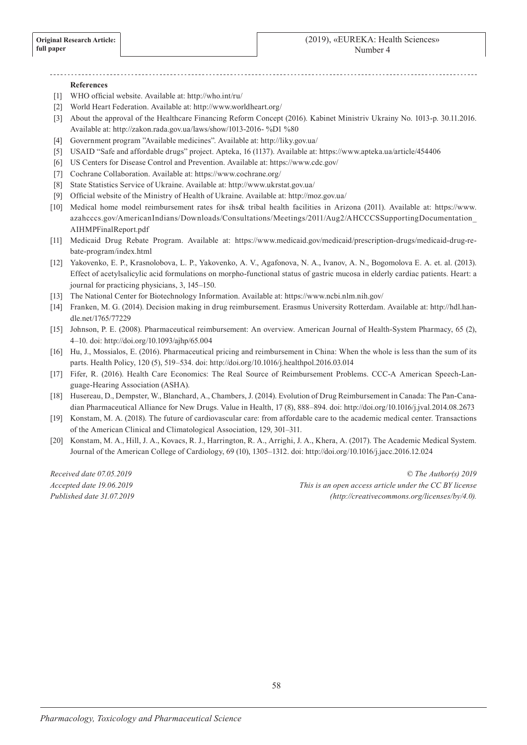**References**

[1] WHO official website. Available at: http://who.int/ru/

[2] World Heart Federation. Available at: http://www.worldheart.org/

[3] About the approval of the Healthcare Financing Reform Concept (2016). Kabinet Ministriv Ukrainy No. 1013-p. 30.11.2016. Available at: http://zakon.rada.gov.ua/laws/show/1013-2016- %D1 %80

[4] Government program "Available medicines". Available at: http://liky.gov.ua/

[5] USAID "Safe and affordable drugs" project. Apteka, 16 (1137). Available at: https://www.apteka.ua/article/454406

[6] US Centers for Disease Control and Prevention. Available at: https://www.cdc.gov/

[7] Cochrane Collaboration. Available at: https://www.cochrane.org/

[8] State Statistics Service of Ukraine. Available at: http://www.ukrstat.gov.ua/

[9] Official website of the Ministry of Health of Ukraine. Available at: http://moz.gov.ua/

[10] Medical home model reimbursement rates for ihs& tribal health facilities in Arizona (2011). Available at: https://www.azahcccs.gov/AmericanIndians/Downloads/Consultations/Meetings/2011/Aug2/AHCCCSSupportingDocumentation_AIHMPFinalReport.pdf

[11] Medicaid Drug Rebate Program. Available at: https://www.medicaid.gov/medicaid/prescription-drugs/medicaid-drug-rebate-program/index.html

[12] Yakovenko, E. P., Krasnolobova, L. P., Yakovenko, A. V., Agafonova, N. A., Ivanov, A. N., Bogomolova E. A. et. al. (2013). Effect of acetylsalicylic acid formulations on morpho-functional status of gastric mucosa in elderly cardiac patients. Heart: a journal for practicing physicians, 3, 145–150.

[13] The National Center for Biotechnology Information. Available at: https://www.ncbi.nlm.nih.gov/

[14] Franken, M. G. (2014). Decision making in drug reimbursement. Erasmus University Rotterdam. Available at: http://hdl.handle.net/1765/77229

[15] Johnson, P. E. (2008). Pharmaceutical reimbursement: An overview. American Journal of Health-System Pharmacy, 65 (2), 4–10. doi: http://doi.org/10.1093/ajhp/65.004

[16] Hu, J., Mossialos, E. (2016). Pharmaceutical pricing and reimbursement in China: When the whole is less than the sum of its parts. Health Policy, 120 (5), 519–534. doi: http://doi.org/10.1016/j.healthpol.2016.03.014

[17] Fifer, R. (2016). Health Care Economics: The Real Source of Reimbursement Problems. CCC-A American Speech-Language-Hearing Association (ASHA).

[18] Husereau, D., Dempster, W., Blanchard, A., Chambers, J. (2014). Evolution of Drug Reimbursement in Canada: The Pan-Canadian Pharmaceutical Alliance for New Drugs. Value in Health, 17 (8), 888–894. doi: http://doi.org/10.1016/j.jval.2014.08.2673

[19] Konstam, M. A. (2018). The future of cardiovascular care: from affordable care to the academic medical center. Transactions of the American Clinical and Climatological Association, 129, 301–311.

[20] Konstam, M. A., Hill, J. A., Kovacs, R. J., Harrington, R. A., Arrighi, J. A., Khera, A. (2017). The Academic Medical System. Journal of the American College of Cardiology, 69 (10), 1305–1312. doi: http://doi.org/10.1016/j.jacc.2016.12.024

*Received date 07.05.2019*
*Accepted date 19.06.2019*
*Published date 31.07.2019*

*© The Author(s) 2019*
*This is an open access article under the CC BY license (http://creativecommons.org/licenses/by/4.0).*